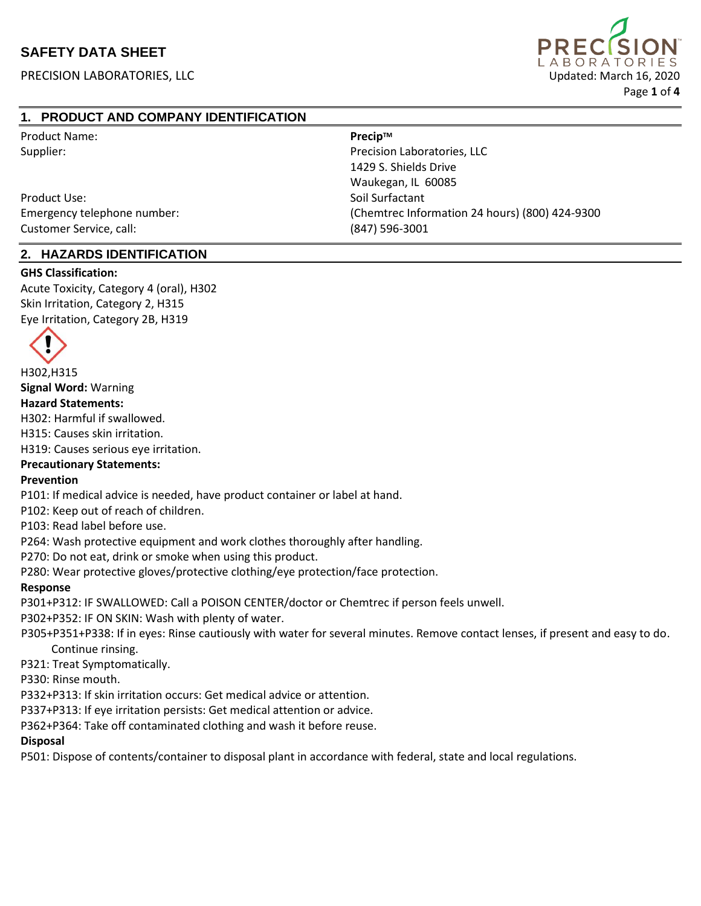# SAFETY DATA SHEET

PRECISION LABORATORIES, LLC

Updated: March 16, 2020

## 1. PRODUCT AND COMPANY IDENTIFICATION

| | |
|---|---|
| Product Name: | **Precip™** |
| Supplier: | Precision Laboratories, LLC<br>1429 S. Shields Drive<br>Waukegan, IL 60085 |
| Product Use: | Soil Surfactant |
| Emergency telephone number: | (Chemtrec Information 24 hours) (800) 424-9300 |
| Customer Service, call: | (847) 596-3001 |

## 2. HAZARDS IDENTIFICATION

**GHS Classification:**

Acute Toxicity, Category 4 (oral), H302
Skin Irritation, Category 2, H315
Eye Irritation, Category 2B, H319

H302,H315

**Signal Word:** Warning

**Hazard Statements:**

H302: Harmful if swallowed.
H315: Causes skin irritation.
H319: Causes serious eye irritation.

**Precautionary Statements:**

**Prevention**

P101: If medical advice is needed, have product container or label at hand.
P102: Keep out of reach of children.
P103: Read label before use.
P264: Wash protective equipment and work clothes thoroughly after handling.
P270: Do not eat, drink or smoke when using this product.
P280: Wear protective gloves/protective clothing/eye protection/face protection.

**Response**

P301+P312: IF SWALLOWED: Call a POISON CENTER/doctor or Chemtrec if person feels unwell.
P302+P352: IF ON SKIN: Wash with plenty of water.
P305+P351+P338: If in eyes: Rinse cautiously with water for several minutes. Remove contact lenses, if present and easy to do. Continue rinsing.
P321: Treat Symptomatically.
P330: Rinse mouth.
P332+P313: If skin irritation occurs: Get medical advice or attention.
P337+P313: If eye irritation persists: Get medical attention or advice.
P362+P364: Take off contaminated clothing and wash it before reuse.

**Disposal**

P501: Dispose of contents/container to disposal plant in accordance with federal, state and local regulations.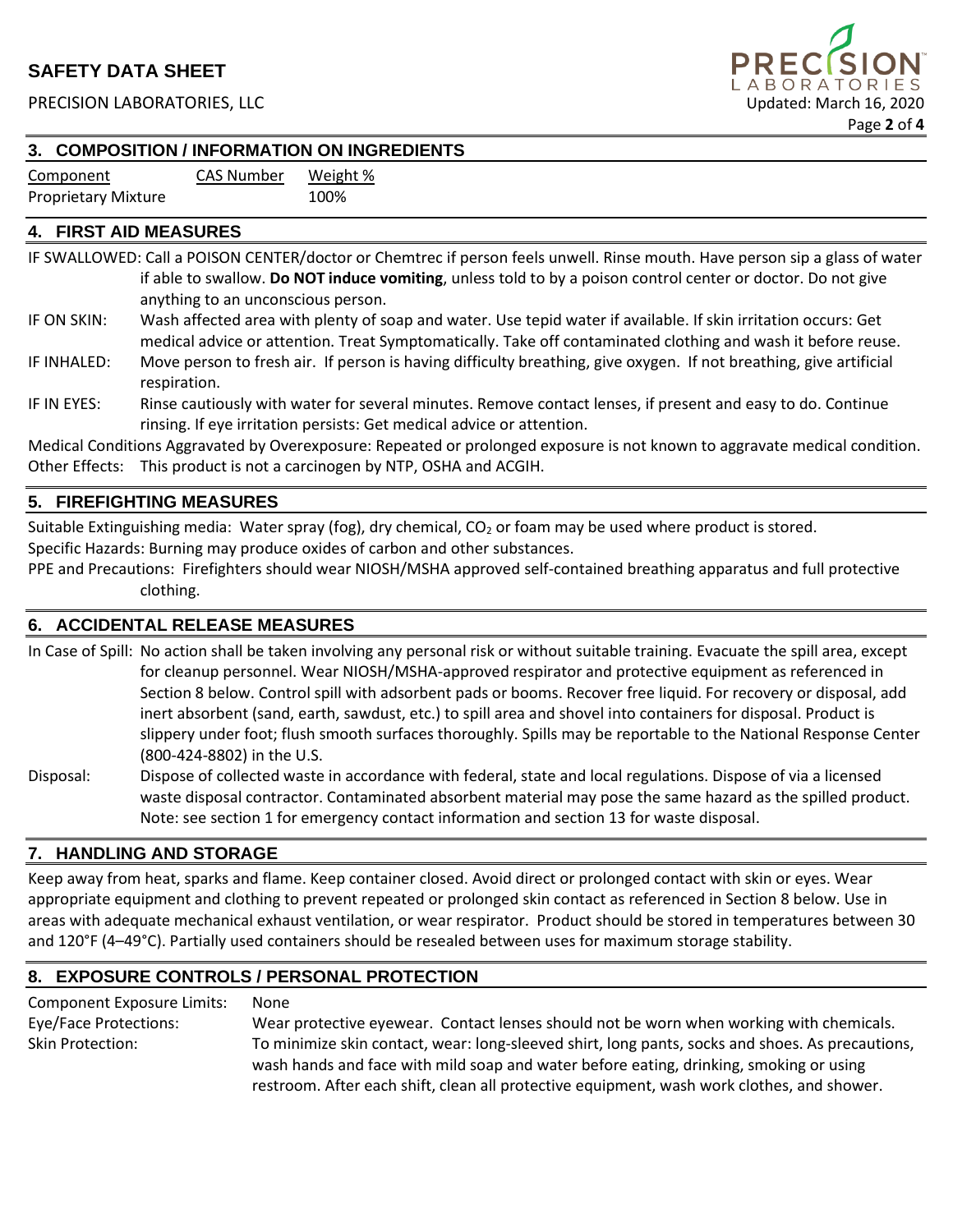## 3. COMPOSITION / INFORMATION ON INGREDIENTS

| Component | CAS Number | Weight % |
|---|---|---|
| Proprietary Mixture | | 100% |

## 4. FIRST AID MEASURES

IF SWALLOWED: Call a POISON CENTER/doctor or Chemtrec if person feels unwell. Rinse mouth. Have person sip a glass of water if able to swallow. **Do NOT induce vomiting**, unless told to by a poison control center or doctor. Do not give anything to an unconscious person.

IF ON SKIN: Wash affected area with plenty of soap and water. Use tepid water if available. If skin irritation occurs: Get medical advice or attention. Treat Symptomatically. Take off contaminated clothing and wash it before reuse.

IF INHALED: Move person to fresh air. If person is having difficulty breathing, give oxygen. If not breathing, give artificial respiration.

IF IN EYES: Rinse cautiously with water for several minutes. Remove contact lenses, if present and easy to do. Continue rinsing. If eye irritation persists: Get medical advice or attention.

Medical Conditions Aggravated by Overexposure: Repeated or prolonged exposure is not known to aggravate medical condition.

Other Effects: This product is not a carcinogen by NTP, OSHA and ACGIH.

## 5. FIREFIGHTING MEASURES

Suitable Extinguishing media: Water spray (fog), dry chemical, $CO_2$ or foam may be used where product is stored.

Specific Hazards: Burning may produce oxides of carbon and other substances.

PPE and Precautions: Firefighters should wear NIOSH/MSHA approved self-contained breathing apparatus and full protective clothing.

## 6. ACCIDENTAL RELEASE MEASURES

In Case of Spill: No action shall be taken involving any personal risk or without suitable training. Evacuate the spill area, except for cleanup personnel. Wear NIOSH/MSHA-approved respirator and protective equipment as referenced in Section 8 below. Control spill with adsorbent pads or booms. Recover free liquid. For recovery or disposal, add inert absorbent (sand, earth, sawdust, etc.) to spill area and shovel into containers for disposal. Product is slippery under foot; flush smooth surfaces thoroughly. Spills may be reportable to the National Response Center (800-424-8802) in the U.S.

Disposal: Dispose of collected waste in accordance with federal, state and local regulations. Dispose of via a licensed waste disposal contractor. Contaminated absorbent material may pose the same hazard as the spilled product. Note: see section 1 for emergency contact information and section 13 for waste disposal.

## 7. HANDLING AND STORAGE

Keep away from heat, sparks and flame. Keep container closed. Avoid direct or prolonged contact with skin or eyes. Wear appropriate equipment and clothing to prevent repeated or prolonged skin contact as referenced in Section 8 below. Use in areas with adequate mechanical exhaust ventilation, or wear respirator. Product should be stored in temperatures between 30 and 120°F (4–49°C). Partially used containers should be resealed between uses for maximum storage stability.

## 8. EXPOSURE CONTROLS / PERSONAL PROTECTION

Component Exposure Limits: None

Eye/Face Protections: Wear protective eyewear. Contact lenses should not be worn when working with chemicals.

Skin Protection: To minimize skin contact, wear: long-sleeved shirt, long pants, socks and shoes. As precautions, wash hands and face with mild soap and water before eating, drinking, smoking or using restroom. After each shift, clean all protective equipment, wash work clothes, and shower.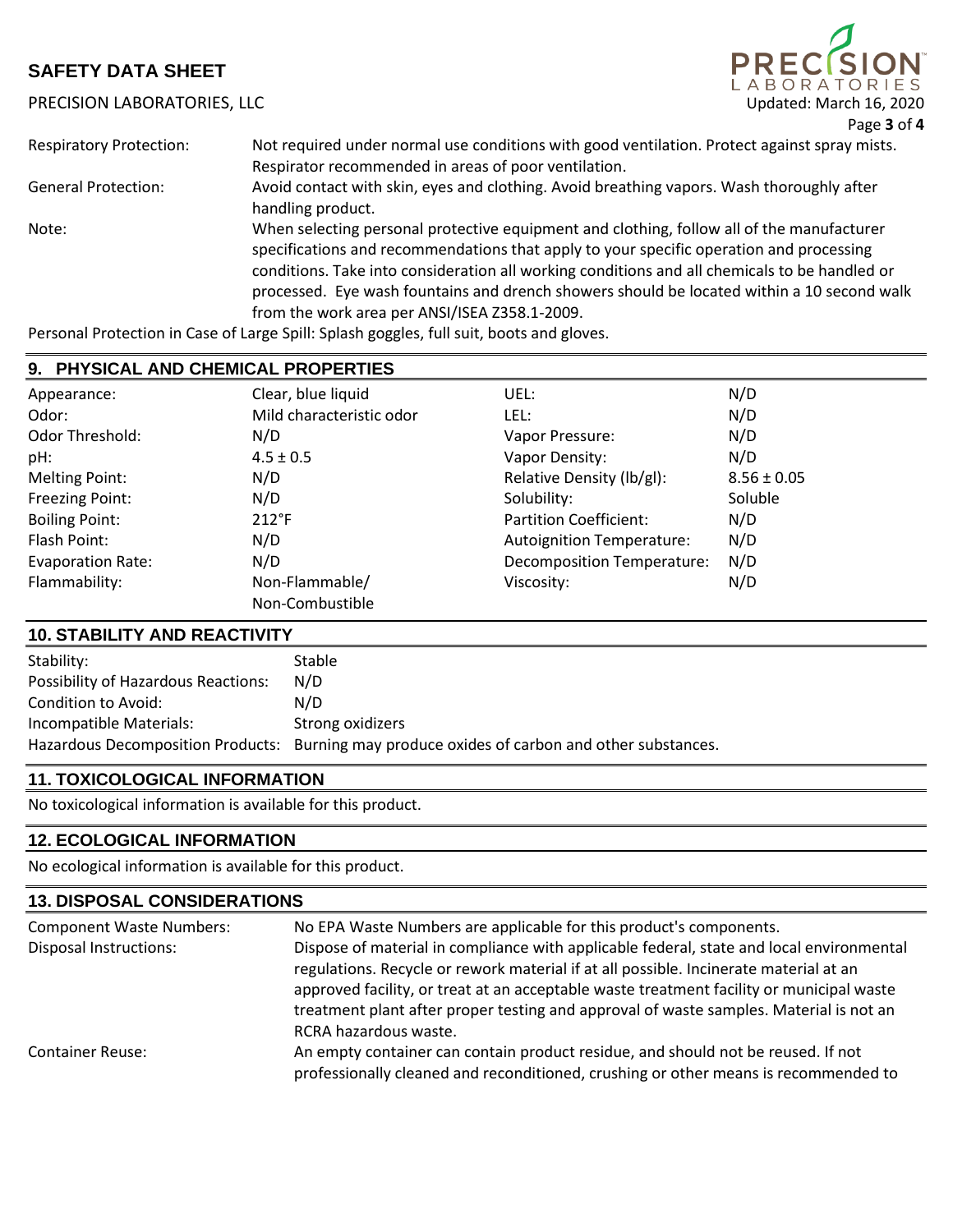| | |
|---|---|
| Respiratory Protection: | Not required under normal use conditions with good ventilation. Protect against spray mists. Respirator recommended in areas of poor ventilation. |
| General Protection: | Avoid contact with skin, eyes and clothing. Avoid breathing vapors. Wash thoroughly after handling product. |
| Note: | When selecting personal protective equipment and clothing, follow all of the manufacturer specifications and recommendations that apply to your specific operation and processing conditions. Take into consideration all working conditions and all chemicals to be handled or processed. Eye wash fountains and drench showers should be located within a 10 second walk from the work area per ANSI/ISEA Z358.1-2009. |

Personal Protection in Case of Large Spill: Splash goggles, full suit, boots and gloves.

## 9. PHYSICAL AND CHEMICAL PROPERTIES

| | | | |
|---|---|---|---|
| Appearance: | Clear, blue liquid | UEL: | N/D |
| Odor: | Mild characteristic odor | LEL: | N/D |
| Odor Threshold: | N/D | Vapor Pressure: | N/D |
| pH: | 4.5 ± 0.5 | Vapor Density: | N/D |
| Melting Point: | N/D | Relative Density (lb/gl): | 8.56 ± 0.05 |
| Freezing Point: | N/D | Solubility: | Soluble |
| Boiling Point: | 212°F | Partition Coefficient: | N/D |
| Flash Point: | N/D | Autoignition Temperature: | N/D |
| Evaporation Rate: | N/D | Decomposition Temperature: | N/D |
| Flammability: | Non-Flammable/ Non-Combustible | Viscosity: | N/D |

## 10. STABILITY AND REACTIVITY

| | |
|---|---|
| Stability: | Stable |
| Possibility of Hazardous Reactions: | N/D |
| Condition to Avoid: | N/D |
| Incompatible Materials: | Strong oxidizers |
| Hazardous Decomposition Products: | Burning may produce oxides of carbon and other substances. |

## 11. TOXICOLOGICAL INFORMATION

No toxicological information is available for this product.

## 12. ECOLOGICAL INFORMATION

No ecological information is available for this product.

## 13. DISPOSAL CONSIDERATIONS

| | |
|---|---|
| Component Waste Numbers: | No EPA Waste Numbers are applicable for this product's components. |
| Disposal Instructions: | Dispose of material in compliance with applicable federal, state and local environmental regulations. Recycle or rework material if at all possible. Incinerate material at an approved facility, or treat at an acceptable waste treatment facility or municipal waste treatment plant after proper testing and approval of waste samples. Material is not an RCRA hazardous waste. |
| Container Reuse: | An empty container can contain product residue, and should not be reused. If not professionally cleaned and reconditioned, crushing or other means is recommended to |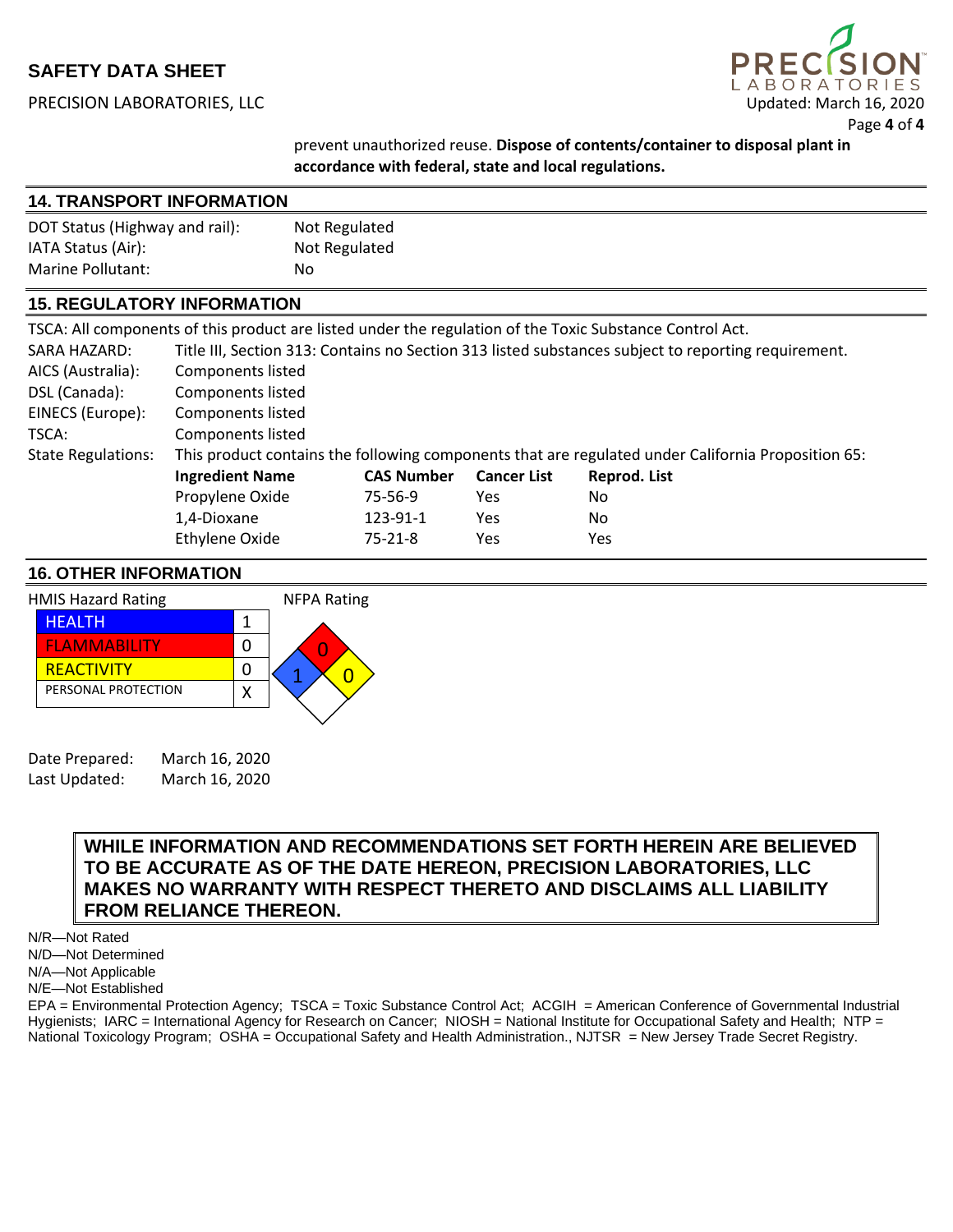prevent unauthorized reuse. **Dispose of contents/container to disposal plant in accordance with federal, state and local regulations.**

## 14. TRANSPORT INFORMATION

| | |
|---|---|
| DOT Status (Highway and rail): | Not Regulated |
| IATA Status (Air): | Not Regulated |
| Marine Pollutant: | No |

## 15. REGULATORY INFORMATION

TSCA: All components of this product are listed under the regulation of the Toxic Substance Control Act.

| | |
|---|---|
| SARA HAZARD: | Title III, Section 313: Contains no Section 313 listed substances subject to reporting requirement. |
| AICS (Australia): | Components listed |
| DSL (Canada): | Components listed |
| EINECS (Europe): | Components listed |
| TSCA: | Components listed |
| State Regulations: | This product contains the following components that are regulated under California Proposition 65: |

| Ingredient Name | CAS Number | Cancer List | Reprod. List |
|---|---|---|---|
| Propylene Oxide | 75-56-9 | Yes | No |
| 1,4-Dioxane | 123-91-1 | Yes | No |
| Ethylene Oxide | 75-21-8 | Yes | Yes |

## 16. OTHER INFORMATION

HMIS Hazard Rating

| | |
|---|---|
| HEALTH | 1 |
| FLAMMABILITY | 0 |
| REACTIVITY | 0 |
| PERSONAL PROTECTION | X |

NFPA Rating

0

1 0

Date Prepared: March 16, 2020
Last Updated: March 16, 2020

**WHILE INFORMATION AND RECOMMENDATIONS SET FORTH HEREIN ARE BELIEVED TO BE ACCURATE AS OF THE DATE HEREON, PRECISION LABORATORIES, LLC MAKES NO WARRANTY WITH RESPECT THERETO AND DISCLAIMS ALL LIABILITY FROM RELIANCE THEREON.**

N/R—Not Rated
N/D—Not Determined
N/A—Not Applicable
N/E—Not Established

EPA = Environmental Protection Agency; TSCA = Toxic Substance Control Act; ACGIH = American Conference of Governmental Industrial Hygienists; IARC = International Agency for Research on Cancer; NIOSH = National Institute for Occupational Safety and Health; NTP = National Toxicology Program; OSHA = Occupational Safety and Health Administration., NJTSR = New Jersey Trade Secret Registry.